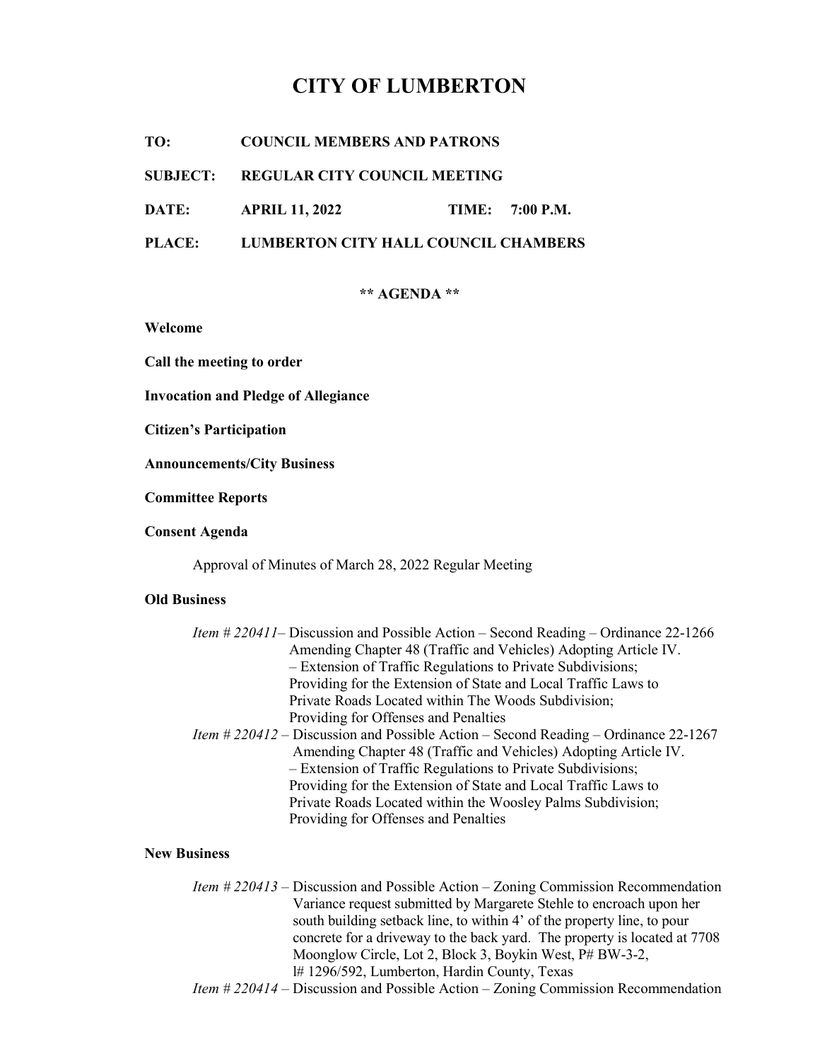# CITY OF LUMBERTON

**TO:** COUNCIL MEMBERS AND PATRONS

**SUBJECT:** REGULAR CITY COUNCIL MEETING

**DATE:** APRIL 11, 2022 **TIME:** 7:00 P.M.

**PLACE:** LUMBERTON CITY HALL COUNCIL CHAMBERS

**\*\* AGENDA \*\***

**Welcome**

**Call the meeting to order**

**Invocation and Pledge of Allegiance**

**Citizen's Participation**

**Announcements/City Business**

**Committee Reports**

**Consent Agenda**

Approval of Minutes of March 28, 2022 Regular Meeting

**Old Business**

*Item # 220411*– Discussion and Possible Action – Second Reading – Ordinance 22-1266 Amending Chapter 48 (Traffic and Vehicles) Adopting Article IV. – Extension of Traffic Regulations to Private Subdivisions; Providing for the Extension of State and Local Traffic Laws to Private Roads Located within The Woods Subdivision; Providing for Offenses and Penalties

*Item # 220412* – Discussion and Possible Action – Second Reading – Ordinance 22-1267 Amending Chapter 48 (Traffic and Vehicles) Adopting Article IV. – Extension of Traffic Regulations to Private Subdivisions; Providing for the Extension of State and Local Traffic Laws to Private Roads Located within the Woosley Palms Subdivision; Providing for Offenses and Penalties

**New Business**

*Item # 220413* – Discussion and Possible Action – Zoning Commission Recommendation Variance request submitted by Margarete Stehle to encroach upon her south building setback line, to within 4' of the property line, to pour concrete for a driveway to the back yard. The property is located at 7708 Moonglow Circle, Lot 2, Block 3, Boykin West, P# BW-3-2, l# 1296/592, Lumberton, Hardin County, Texas

*Item # 220414* – Discussion and Possible Action – Zoning Commission Recommendation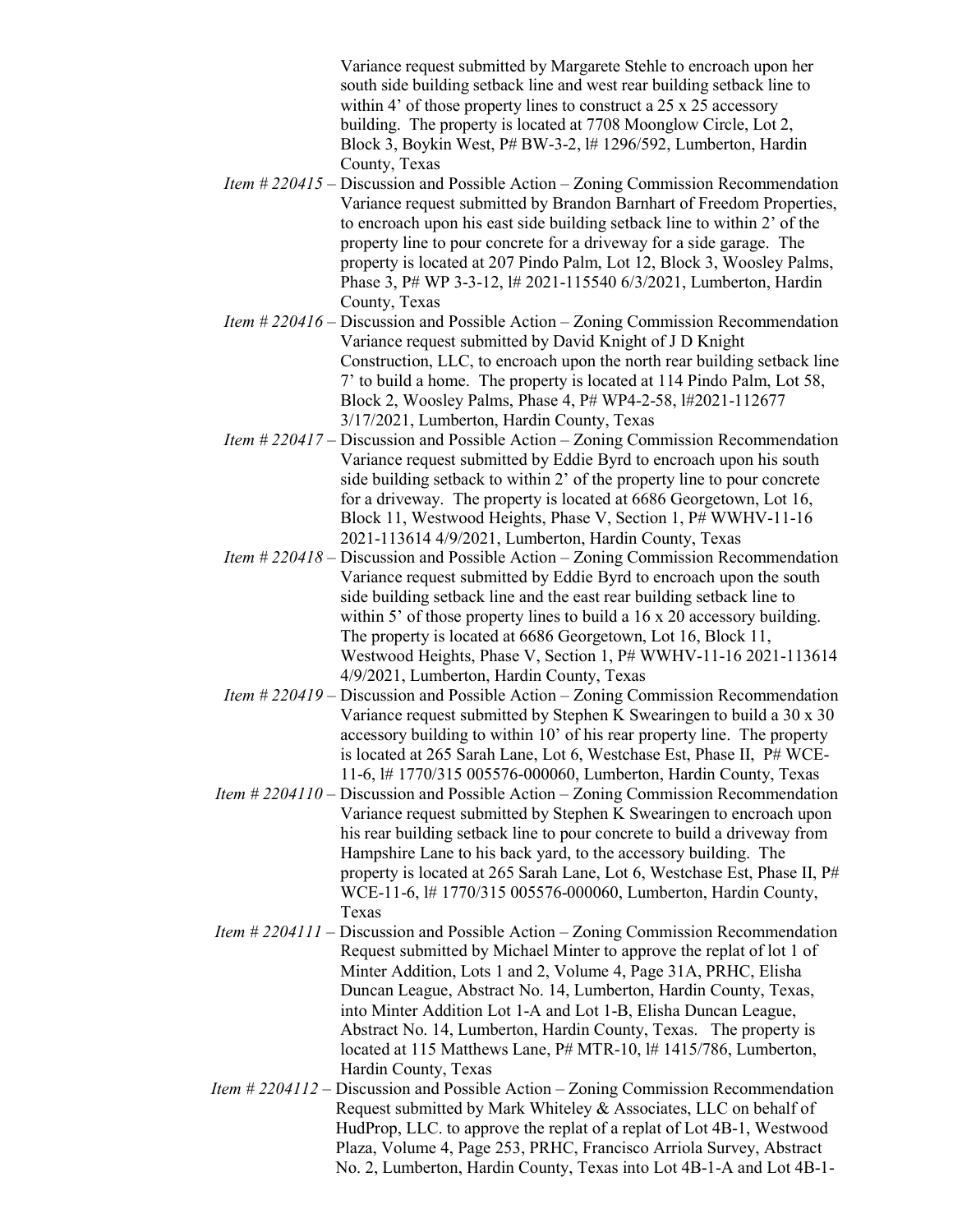Variance request submitted by Margarete Stehle to encroach upon her south side building setback line and west rear building setback line to within 4' of those property lines to construct a 25 x 25 accessory building. The property is located at 7708 Moonglow Circle, Lot 2, Block 3, Boykin West, P# BW-3-2, l# 1296/592, Lumberton, Hardin County, Texas

*Item # 220415* – Discussion and Possible Action – Zoning Commission Recommendation Variance request submitted by Brandon Barnhart of Freedom Properties, to encroach upon his east side building setback line to within 2' of the property line to pour concrete for a driveway for a side garage. The property is located at 207 Pindo Palm, Lot 12, Block 3, Woosley Palms, Phase 3, P# WP 3-3-12, l# 2021-115540 6/3/2021, Lumberton, Hardin County, Texas

*Item # 220416* – Discussion and Possible Action – Zoning Commission Recommendation Variance request submitted by David Knight of J D Knight Construction, LLC, to encroach upon the north rear building setback line 7' to build a home. The property is located at 114 Pindo Palm, Lot 58, Block 2, Woosley Palms, Phase 4, P# WP4-2-58, l#2021-112677 3/17/2021, Lumberton, Hardin County, Texas

*Item # 220417* – Discussion and Possible Action – Zoning Commission Recommendation Variance request submitted by Eddie Byrd to encroach upon his south side building setback to within 2' of the property line to pour concrete for a driveway. The property is located at 6686 Georgetown, Lot 16, Block 11, Westwood Heights, Phase V, Section 1, P# WWHV-11-16 2021-113614 4/9/2021, Lumberton, Hardin County, Texas

*Item # 220418* – Discussion and Possible Action – Zoning Commission Recommendation Variance request submitted by Eddie Byrd to encroach upon the south side building setback line and the east rear building setback line to within 5' of those property lines to build a 16 x 20 accessory building. The property is located at 6686 Georgetown, Lot 16, Block 11, Westwood Heights, Phase V, Section 1, P# WWHV-11-16 2021-113614 4/9/2021, Lumberton, Hardin County, Texas

*Item # 220419* – Discussion and Possible Action – Zoning Commission Recommendation Variance request submitted by Stephen K Swearingen to build a 30 x 30 accessory building to within 10' of his rear property line. The property is located at 265 Sarah Lane, Lot 6, Westchase Est, Phase II, P# WCE-11-6, l# 1770/315 005576-000060, Lumberton, Hardin County, Texas

*Item # 2204110* – Discussion and Possible Action – Zoning Commission Recommendation Variance request submitted by Stephen K Swearingen to encroach upon his rear building setback line to pour concrete to build a driveway from Hampshire Lane to his back yard, to the accessory building. The property is located at 265 Sarah Lane, Lot 6, Westchase Est, Phase II, P# WCE-11-6, l# 1770/315 005576-000060, Lumberton, Hardin County, Texas

*Item # 2204111* – Discussion and Possible Action – Zoning Commission Recommendation Request submitted by Michael Minter to approve the replat of lot 1 of Minter Addition, Lots 1 and 2, Volume 4, Page 31A, PRHC, Elisha Duncan League, Abstract No. 14, Lumberton, Hardin County, Texas, into Minter Addition Lot 1-A and Lot 1-B, Elisha Duncan League, Abstract No. 14, Lumberton, Hardin County, Texas. The property is located at 115 Matthews Lane, P# MTR-10, l# 1415/786, Lumberton, Hardin County, Texas

*Item # 2204112* – Discussion and Possible Action – Zoning Commission Recommendation Request submitted by Mark Whiteley & Associates, LLC on behalf of HudProp, LLC. to approve the replat of a replat of Lot 4B-1, Westwood Plaza, Volume 4, Page 253, PRHC, Francisco Arriola Survey, Abstract No. 2, Lumberton, Hardin County, Texas into Lot 4B-1-A and Lot 4B-1-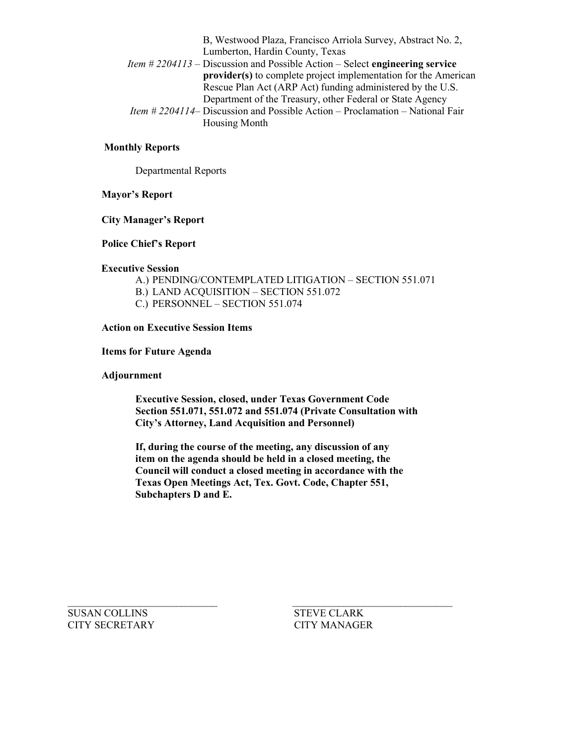B, Westwood Plaza, Francisco Arriola Survey, Abstract No. 2, Lumberton, Hardin County, Texas

*Item # 2204113* – Discussion and Possible Action – Select **engineering service provider(s)** to complete project implementation for the American Rescue Plan Act (ARP Act) funding administered by the U.S. Department of the Treasury, other Federal or State Agency

*Item # 2204114*– Discussion and Possible Action – Proclamation – National Fair Housing Month

**Monthly Reports**

Departmental Reports

**Mayor's Report**

**City Manager's Report**

**Police Chief's Report**

**Executive Session**

A.) PENDING/CONTEMPLATED LITIGATION – SECTION 551.071
B.) LAND ACQUISITION – SECTION 551.072
C.) PERSONNEL – SECTION 551.074

**Action on Executive Session Items**

**Items for Future Agenda**

**Adjournment**

**Executive Session, closed, under Texas Government Code Section 551.071, 551.072 and 551.074 (Private Consultation with City's Attorney, Land Acquisition and Personnel)**

**If, during the course of the meeting, any discussion of any item on the agenda should be held in a closed meeting, the Council will conduct a closed meeting in accordance with the Texas Open Meetings Act, Tex. Govt. Code, Chapter 551, Subchapters D and E.**

\_\_\_\_\_\_\_\_\_\_\_\_\_\_\_\_\_\_\_\_\_\_\_\_\_\_\_\_\_\_
SUSAN COLLINS
CITY SECRETARY

\_\_\_\_\_\_\_\_\_\_\_\_\_\_\_\_\_\_\_\_\_\_\_\_\_\_\_\_\_\_
STEVE CLARK
CITY MANAGER